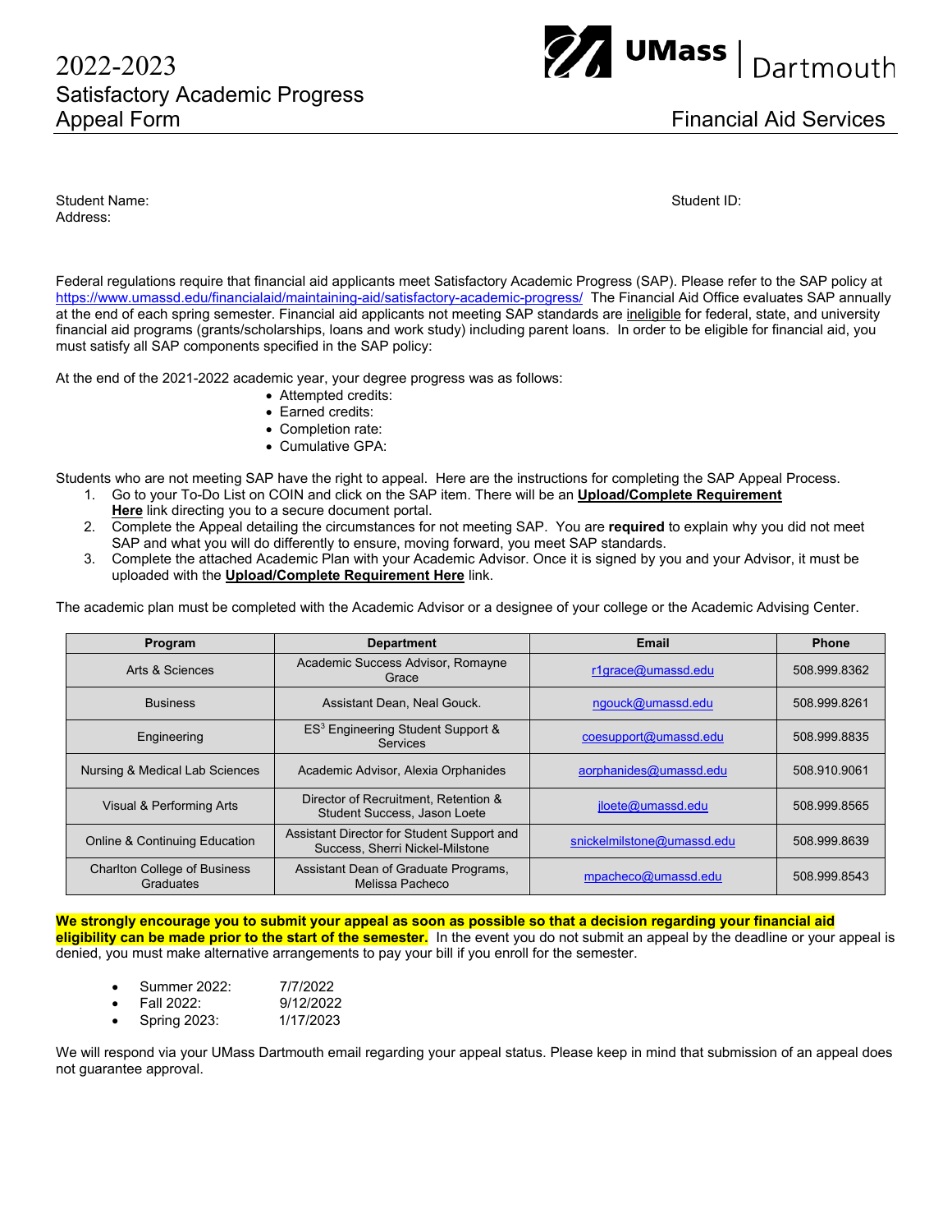# 2022-2023 Satisfactory Academic Progress Appeal Form

**UMass Dartmouth**

**Financial Aid Services**

Student Name: Student ID:
Address:

Federal regulations require that financial aid applicants meet Satisfactory Academic Progress (SAP). Please refer to the SAP policy at https://www.umassd.edu/financialaid/maintaining-aid/satisfactory-academic-progress/ The Financial Aid Office evaluates SAP annually at the end of each spring semester. Financial aid applicants not meeting SAP standards are ineligible for federal, state, and university financial aid programs (grants/scholarships, loans and work study) including parent loans. In order to be eligible for financial aid, you must satisfy all SAP components specified in the SAP policy:

At the end of the 2021-2022 academic year, your degree progress was as follows:

- Attempted credits:
- Earned credits:
- Completion rate:
- Cumulative GPA:

Students who are not meeting SAP have the right to appeal. Here are the instructions for completing the SAP Appeal Process.

1. Go to your To-Do List on COIN and click on the SAP item. There will be an **Upload/Complete Requirement Here** link directing you to a secure document portal.
2. Complete the Appeal detailing the circumstances for not meeting SAP. You are **required** to explain why you did not meet SAP and what you will do differently to ensure, moving forward, you meet SAP standards.
3. Complete the attached Academic Plan with your Academic Advisor. Once it is signed by you and your Advisor, it must be uploaded with the **Upload/Complete Requirement Here** link.

The academic plan must be completed with the Academic Advisor or a designee of your college or the Academic Advising Center.

| Program | Department | Email | Phone |
|---|---|---|---|
| Arts & Sciences | Academic Success Advisor, Romayne Grace | r1grace@umassd.edu | 508.999.8362 |
| Business | Assistant Dean, Neal Gouck. | ngouck@umassd.edu | 508.999.8261 |
| Engineering | ES[3] Engineering Student Support & Services | coesupport@umassd.edu | 508.999.8835 |
| Nursing & Medical Lab Sciences | Academic Advisor, Alexia Orphanides | aorphanides@umassd.edu | 508.910.9061 |
| Visual & Performing Arts | Director of Recruitment, Retention & Student Success, Jason Loete | jloete@umassd.edu | 508.999.8565 |
| Online & Continuing Education | Assistant Director for Student Support and Success, Sherri Nickel-Milstone | snickelmilstone@umassd.edu | 508.999.8639 |
| Charlton College of Business Graduates | Assistant Dean of Graduate Programs, Melissa Pacheco | mpacheco@umassd.edu | 508.999.8543 |

**We strongly encourage you to submit your appeal as soon as possible so that a decision regarding your financial aid eligibility can be made prior to the start of the semester.** In the event you do not submit an appeal by the deadline or your appeal is denied, you must make alternative arrangements to pay your bill if you enroll for the semester.

- Summer 2022: 7/7/2022
- Fall 2022: 9/12/2022
- Spring 2023: 1/17/2023

We will respond via your UMass Dartmouth email regarding your appeal status. Please keep in mind that submission of an appeal does not guarantee approval.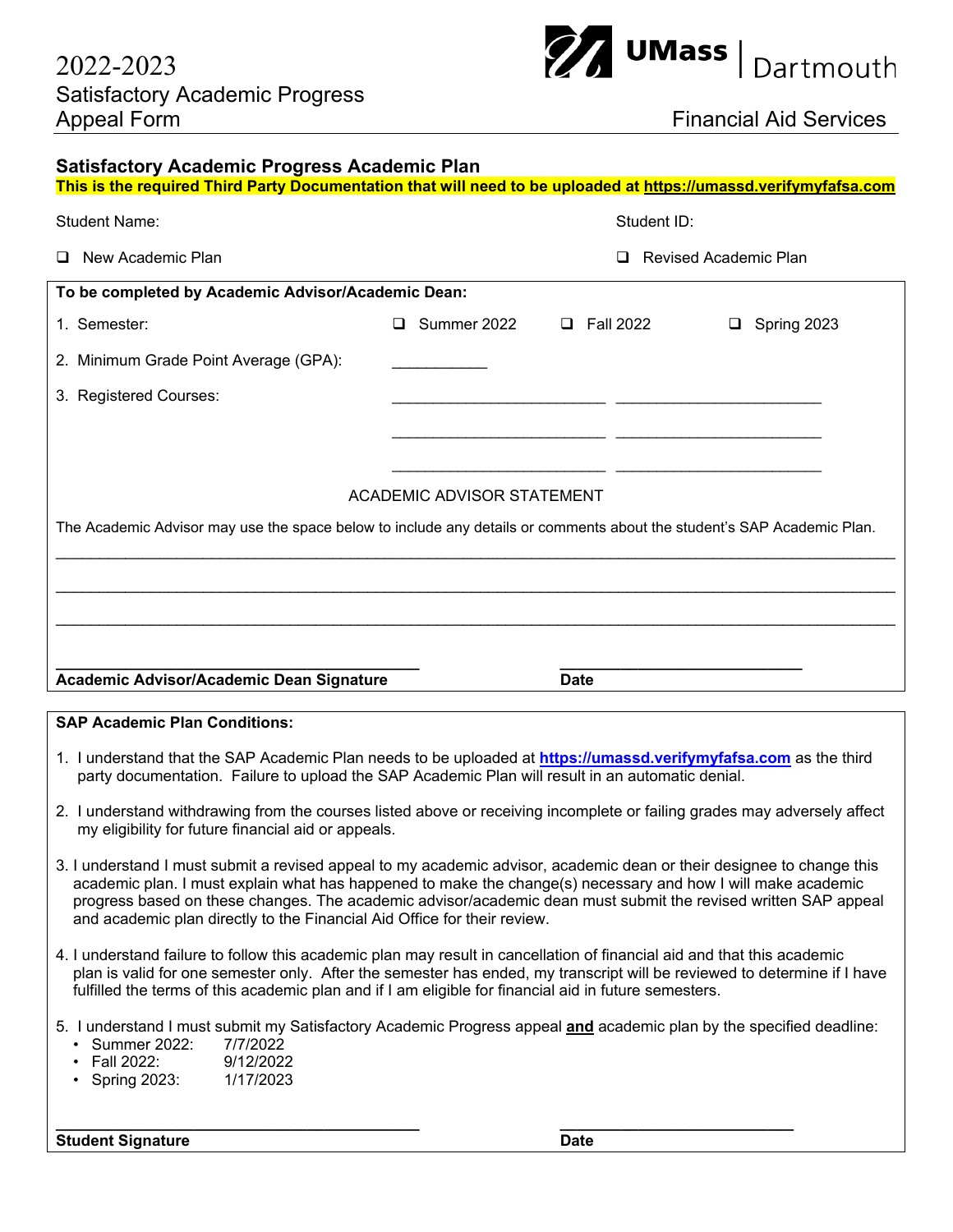2022-2023
Satisfactory Academic Progress
Appeal Form

UMass Dartmouth

Financial Aid Services

## Satisfactory Academic Progress Academic Plan

**This is the required Third Party Documentation that will need to be uploaded at https://umassd.verifymyfafsa.com**

Student Name: Student ID:

❑ New Academic Plan ❑ Revised Academic Plan

**To be completed by Academic Advisor/Academic Dean:**

1. Semester: ❑ Summer 2022 ❑ Fall 2022 ❑ Spring 2023

2. Minimum Grade Point Average (GPA): ___________

3. Registered Courses: ________________________ ________________________

________________________ ________________________

________________________ ________________________

ACADEMIC ADVISOR STATEMENT

The Academic Advisor may use the space below to include any details or comments about the student's SAP Academic Plan.

________________________________________________________________________________________________

________________________________________________________________________________________________

________________________________________________________________________________________________

_________________________________________ ___________________________

**Academic Advisor/Academic Dean Signature** **Date**

**SAP Academic Plan Conditions:**

1. I understand that the SAP Academic Plan needs to be uploaded at **https://umassd.verifymyfafsa.com** as the third party documentation. Failure to upload the SAP Academic Plan will result in an automatic denial.

2. I understand withdrawing from the courses listed above or receiving incomplete or failing grades may adversely affect my eligibility for future financial aid or appeals.

3. I understand I must submit a revised appeal to my academic advisor, academic dean or their designee to change this academic plan. I must explain what has happened to make the change(s) necessary and how I will make academic progress based on these changes. The academic advisor/academic dean must submit the revised written SAP appeal and academic plan directly to the Financial Aid Office for their review.

4. I understand failure to follow this academic plan may result in cancellation of financial aid and that this academic plan is valid for one semester only. After the semester has ended, my transcript will be reviewed to determine if I have fulfilled the terms of this academic plan and if I am eligible for financial aid in future semesters.

5. I understand I must submit my Satisfactory Academic Progress appeal **and** academic plan by the specified deadline:
   - Summer 2022: 7/7/2022
   - Fall 2022: 9/12/2022
   - Spring 2023: 1/17/2023

_________________________________________ ___________________________

**Student Signature** **Date**